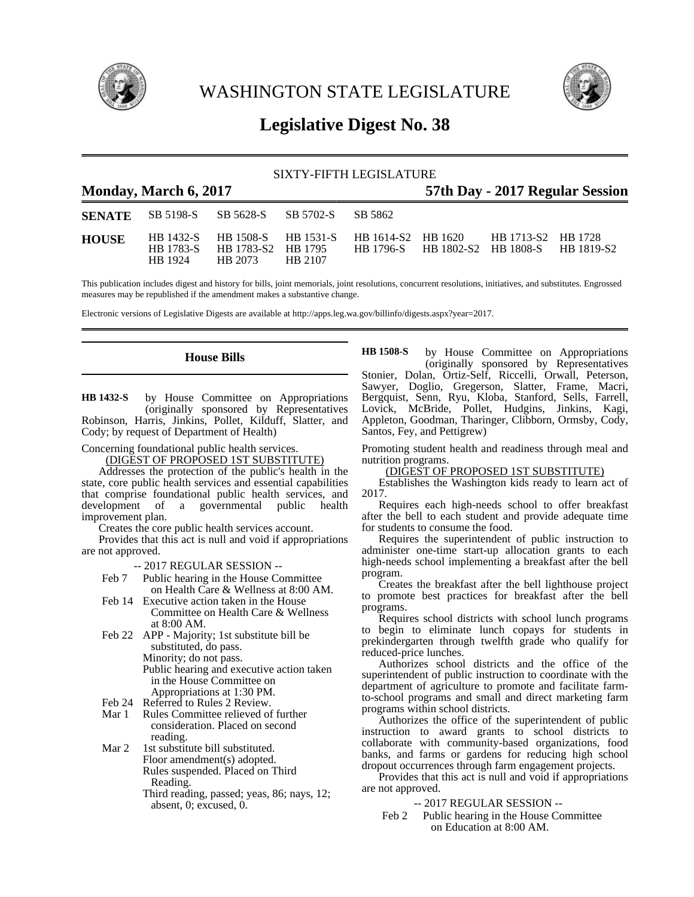# WASHINGTON STATE LEGISLATURE

## Legislative Digest No. 38

SIXTY-FIFTH LEGISLATURE

**Monday, March 6, 2017** | **57th Day - 2017 Regular Session**

| | | | | | | | |
|---|---|---|---|---|---|---|---|
| **SENATE** | SB 5198-S | SB 5628-S | SB 5702-S | SB 5862 | | | |
| **HOUSE** | HB 1432-S | HB 1508-S | HB 1531-S | HB 1614-S2 | HB 1620 | HB 1713-S2 | HB 1728 |
| | HB 1783-S | HB 1783-S2 | HB 1795 | HB 1796-S | HB 1802-S2 | HB 1808-S | HB 1819-S2 |
| | HB 1924 | HB 2073 | HB 2107 | | | | |

This publication includes digest and history for bills, joint memorials, joint resolutions, concurrent resolutions, initiatives, and substitutes. Engrossed measures may be republished if the amendment makes a substantive change.

Electronic versions of Legislative Digests are available at http://apps.leg.wa.gov/billinfo/digests.aspx?year=2017.

### House Bills

**HB 1432-S** by House Committee on Appropriations (originally sponsored by Representatives Robinson, Harris, Jinkins, Pollet, Kilduff, Slatter, and Cody; by request of Department of Health)

Concerning foundational public health services.

(DIGEST OF PROPOSED 1ST SUBSTITUTE)

Addresses the protection of the public's health in the state, core public health services and essential capabilities that comprise foundational public health services, and development of a governmental public health improvement plan.

Creates the core public health services account.

Provides that this act is null and void if appropriations are not approved.

-- 2017 REGULAR SESSION --

- Feb 7 Public hearing in the House Committee on Health Care & Wellness at 8:00 AM.
- Feb 14 Executive action taken in the House Committee on Health Care & Wellness at 8:00 AM.
- Feb 22 APP - Majority; 1st substitute bill be substituted, do pass.
  Minority; do not pass.
  Public hearing and executive action taken in the House Committee on Appropriations at 1:30 PM.
- Feb 24 Referred to Rules 2 Review.
- Mar 1 Rules Committee relieved of further consideration. Placed on second reading.
- Mar 2 1st substitute bill substituted.
  Floor amendment(s) adopted.
  Rules suspended. Placed on Third Reading.
  Third reading, passed; yeas, 86; nays, 12; absent, 0; excused, 0.

**HB 1508-S** by House Committee on Appropriations (originally sponsored by Representatives Stonier, Dolan, Ortiz-Self, Riccelli, Orwall, Peterson, Sawyer, Doglio, Gregerson, Slatter, Frame, Macri, Bergquist, Senn, Ryu, Kloba, Stanford, Sells, Farrell, Lovick, McBride, Pollet, Hudgins, Jinkins, Kagi, Appleton, Goodman, Tharinger, Clibborn, Ormsby, Cody, Santos, Fey, and Pettigrew)

Promoting student health and readiness through meal and nutrition programs.

(DIGEST OF PROPOSED 1ST SUBSTITUTE)

Establishes the Washington kids ready to learn act of 2017.

Requires each high-needs school to offer breakfast after the bell to each student and provide adequate time for students to consume the food.

Requires the superintendent of public instruction to administer one-time start-up allocation grants to each high-needs school implementing a breakfast after the bell program.

Creates the breakfast after the bell lighthouse project to promote best practices for breakfast after the bell programs.

Requires school districts with school lunch programs to begin to eliminate lunch copays for students in prekindergarten through twelfth grade who qualify for reduced-price lunches.

Authorizes school districts and the office of the superintendent of public instruction to coordinate with the department of agriculture to promote and facilitate farm-to-school programs and small and direct marketing farm programs within school districts.

Authorizes the office of the superintendent of public instruction to award grants to school districts to collaborate with community-based organizations, food banks, and farms or gardens for reducing high school dropout occurrences through farm engagement projects.

Provides that this act is null and void if appropriations are not approved.

-- 2017 REGULAR SESSION --

- Feb 2 Public hearing in the House Committee on Education at 8:00 AM.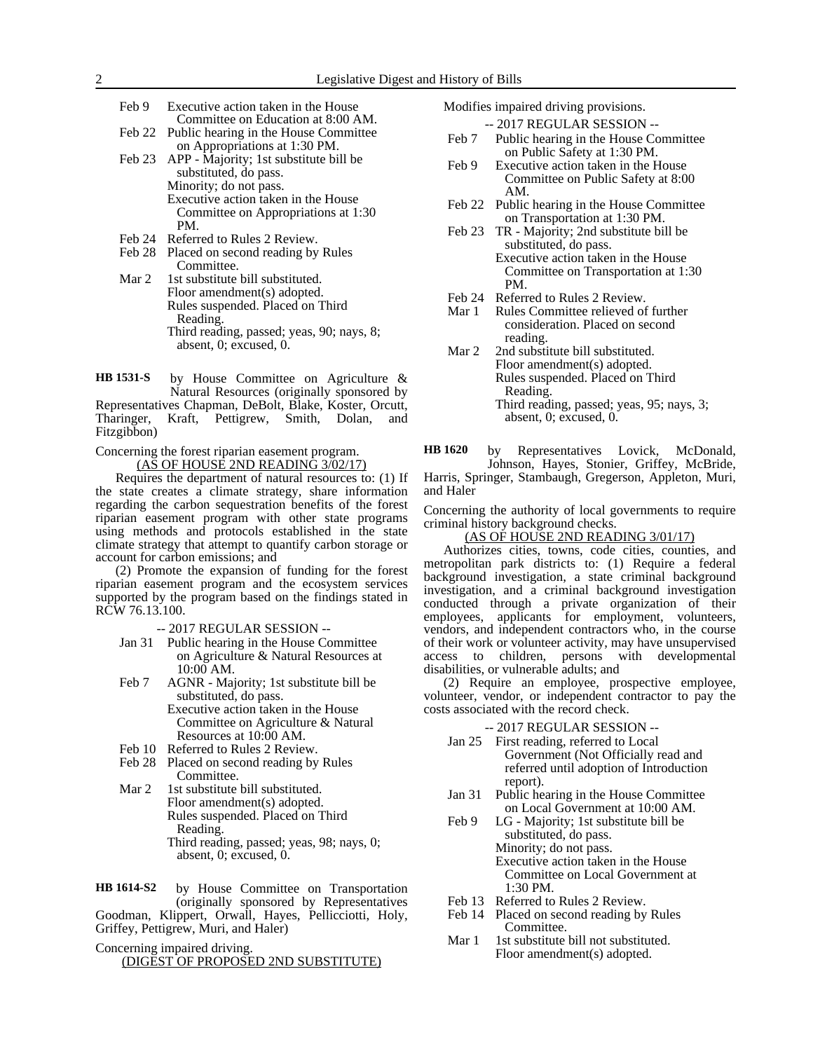Feb 9 Executive action taken in the House Committee on Education at 8:00 AM.
Feb 22 Public hearing in the House Committee on Appropriations at 1:30 PM.
Feb 23 APP - Majority; 1st substitute bill be substituted, do pass.
Minority; do not pass.
Executive action taken in the House Committee on Appropriations at 1:30 PM.
Feb 24 Referred to Rules 2 Review.
Feb 28 Placed on second reading by Rules Committee.
Mar 2 1st substitute bill substituted.
Floor amendment(s) adopted.
Rules suspended. Placed on Third Reading.
Third reading, passed; yeas, 90; nays, 8; absent, 0; excused, 0.

**HB 1531-S** by House Committee on Agriculture & Natural Resources (originally sponsored by Representatives Chapman, DeBolt, Blake, Koster, Orcutt, Tharinger, Kraft, Pettigrew, Smith, Dolan, and Fitzgibbon)

Concerning the forest riparian easement program.

(AS OF HOUSE 2ND READING 3/02/17)

Requires the department of natural resources to: (1) If the state creates a climate strategy, share information regarding the carbon sequestration benefits of the forest riparian easement program with other state programs using methods and protocols established in the state climate strategy that attempt to quantify carbon storage or account for carbon emissions; and

(2) Promote the expansion of funding for the forest riparian easement program and the ecosystem services supported by the program based on the findings stated in RCW 76.13.100.

-- 2017 REGULAR SESSION --

Jan 31 Public hearing in the House Committee on Agriculture & Natural Resources at 10:00 AM.
Feb 7 AGNR - Majority; 1st substitute bill be substituted, do pass.
Executive action taken in the House Committee on Agriculture & Natural Resources at 10:00 AM.
Feb 10 Referred to Rules 2 Review.
Feb 28 Placed on second reading by Rules Committee.
Mar 2 1st substitute bill substituted.
Floor amendment(s) adopted.
Rules suspended. Placed on Third Reading.
Third reading, passed; yeas, 98; nays, 0; absent, 0; excused, 0.

**HB 1614-S2** by House Committee on Transportation (originally sponsored by Representatives Goodman, Klippert, Orwall, Hayes, Pellicciotti, Holy, Griffey, Pettigrew, Muri, and Haler)

Concerning impaired driving.

(DIGEST OF PROPOSED 2ND SUBSTITUTE)

Modifies impaired driving provisions.

-- 2017 REGULAR SESSION --

Feb 7 Public hearing in the House Committee on Public Safety at 1:30 PM.
Feb 9 Executive action taken in the House Committee on Public Safety at 8:00 AM.
Feb 22 Public hearing in the House Committee on Transportation at 1:30 PM.
Feb 23 TR - Majority; 2nd substitute bill be substituted, do pass.
Executive action taken in the House Committee on Transportation at 1:30 PM.
Feb 24 Referred to Rules 2 Review.
Mar 1 Rules Committee relieved of further consideration. Placed on second reading.
Mar 2 2nd substitute bill substituted.
Floor amendment(s) adopted.
Rules suspended. Placed on Third Reading.
Third reading, passed; yeas, 95; nays, 3; absent, 0; excused, 0.

**HB 1620** by Representatives Lovick, McDonald, Johnson, Hayes, Stonier, Griffey, McBride, Harris, Springer, Stambaugh, Gregerson, Appleton, Muri, and Haler

Concerning the authority of local governments to require criminal history background checks.

(AS OF HOUSE 2ND READING 3/01/17)

Authorizes cities, towns, code cities, counties, and metropolitan park districts to: (1) Require a federal background investigation, a state criminal background investigation, and a criminal background investigation conducted through a private organization of their employees, applicants for employment, volunteers, vendors, and independent contractors who, in the course of their work or volunteer activity, may have unsupervised access to children, persons with developmental disabilities, or vulnerable adults; and

(2) Require an employee, prospective employee, volunteer, vendor, or independent contractor to pay the costs associated with the record check.

-- 2017 REGULAR SESSION --

Jan 25 First reading, referred to Local Government (Not Officially read and referred until adoption of Introduction report).
Jan 31 Public hearing in the House Committee on Local Government at 10:00 AM.
Feb 9 LG - Majority; 1st substitute bill be substituted, do pass.
Minority; do not pass.
Executive action taken in the House Committee on Local Government at 1:30 PM.
Feb 13 Referred to Rules 2 Review.
Feb 14 Placed on second reading by Rules Committee.
Mar 1 1st substitute bill not substituted.
Floor amendment(s) adopted.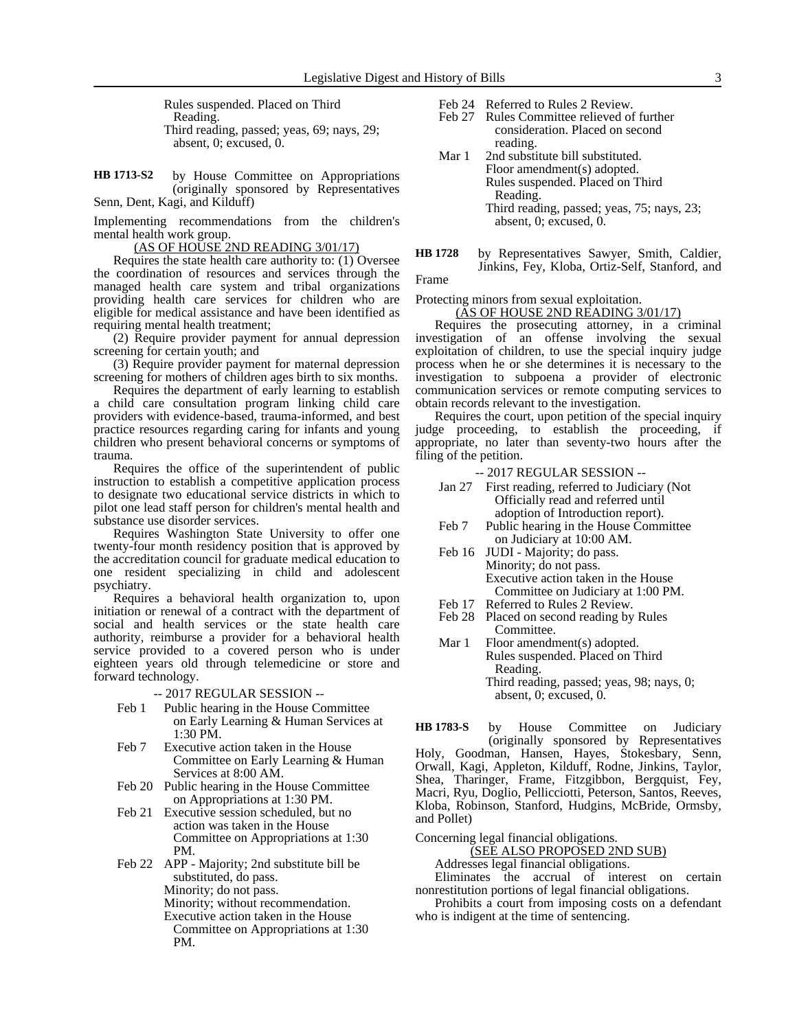Rules suspended. Placed on Third Reading.
Third reading, passed; yeas, 69; nays, 29; absent, 0; excused, 0.

**HB 1713-S2** by House Committee on Appropriations (originally sponsored by Representatives Senn, Dent, Kagi, and Kilduff)

Implementing recommendations from the children's mental health work group.

(AS OF HOUSE 2ND READING 3/01/17)

Requires the state health care authority to: (1) Oversee the coordination of resources and services through the managed health care system and tribal organizations providing health care services for children who are eligible for medical assistance and have been identified as requiring mental health treatment;

(2) Require provider payment for annual depression screening for certain youth; and

(3) Require provider payment for maternal depression screening for mothers of children ages birth to six months.

Requires the department of early learning to establish a child care consultation program linking child care providers with evidence-based, trauma-informed, and best practice resources regarding caring for infants and young children who present behavioral concerns or symptoms of trauma.

Requires the office of the superintendent of public instruction to establish a competitive application process to designate two educational service districts in which to pilot one lead staff person for children's mental health and substance use disorder services.

Requires Washington State University to offer one twenty-four month residency position that is approved by the accreditation council for graduate medical education to one resident specializing in child and adolescent psychiatry.

Requires a behavioral health organization to, upon initiation or renewal of a contract with the department of social and health services or the state health care authority, reimburse a provider for a behavioral health service provided to a covered person who is under eighteen years old through telemedicine or store and forward technology.

-- 2017 REGULAR SESSION --

Feb 1 Public hearing in the House Committee on Early Learning & Human Services at 1:30 PM.
Feb 7 Executive action taken in the House Committee on Early Learning & Human Services at 8:00 AM.
Feb 20 Public hearing in the House Committee on Appropriations at 1:30 PM.
Feb 21 Executive session scheduled, but no action was taken in the House Committee on Appropriations at 1:30 PM.
Feb 22 APP - Majority; 2nd substitute bill be substituted, do pass.
Minority; do not pass.
Minority; without recommendation.
Executive action taken in the House Committee on Appropriations at 1:30 PM.
Feb 24 Referred to Rules 2 Review.
Feb 27 Rules Committee relieved of further consideration. Placed on second reading.
Mar 1 2nd substitute bill substituted.
Floor amendment(s) adopted.
Rules suspended. Placed on Third Reading.
Third reading, passed; yeas, 75; nays, 23; absent, 0; excused, 0.

**HB 1728** by Representatives Sawyer, Smith, Caldier, Jinkins, Fey, Kloba, Ortiz-Self, Stanford, and Frame

Protecting minors from sexual exploitation.

(AS OF HOUSE 2ND READING 3/01/17)

Requires the prosecuting attorney, in a criminal investigation of an offense involving the sexual exploitation of children, to use the special inquiry judge process when he or she determines it is necessary to the investigation to subpoena a provider of electronic communication services or remote computing services to obtain records relevant to the investigation.

Requires the court, upon petition of the special inquiry judge proceeding, to establish the proceeding, if appropriate, no later than seventy-two hours after the filing of the petition.

-- 2017 REGULAR SESSION --

Jan 27 First reading, referred to Judiciary (Not Officially read and referred until adoption of Introduction report).
Feb 7 Public hearing in the House Committee on Judiciary at 10:00 AM.
Feb 16 JUDI - Majority; do pass.
Minority; do not pass.
Executive action taken in the House Committee on Judiciary at 1:00 PM.
Feb 17 Referred to Rules 2 Review.
Feb 28 Placed on second reading by Rules Committee.
Mar 1 Floor amendment(s) adopted.
Rules suspended. Placed on Third Reading.
Third reading, passed; yeas, 98; nays, 0; absent, 0; excused, 0.

**HB 1783-S** by House Committee on Judiciary (originally sponsored by Representatives Holy, Goodman, Hansen, Hayes, Stokesbary, Senn, Orwall, Kagi, Appleton, Kilduff, Rodne, Jinkins, Taylor, Shea, Tharinger, Frame, Fitzgibbon, Bergquist, Fey, Macri, Ryu, Doglio, Pellicciotti, Peterson, Santos, Reeves, Kloba, Robinson, Stanford, Hudgins, McBride, Ormsby, and Pollet)

Concerning legal financial obligations.

(SEE ALSO PROPOSED 2ND SUB)

Addresses legal financial obligations.

Eliminates the accrual of interest on certain nonrestitution portions of legal financial obligations.

Prohibits a court from imposing costs on a defendant who is indigent at the time of sentencing.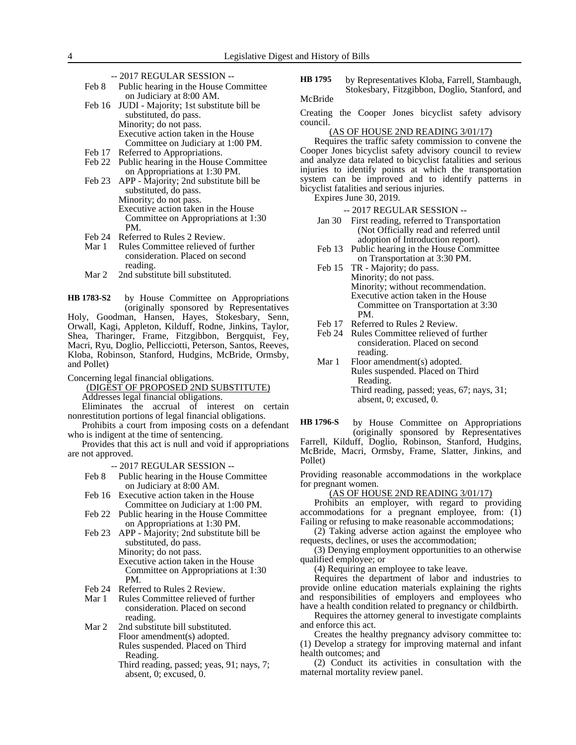-- 2017 REGULAR SESSION --

Feb 8 Public hearing in the House Committee on Judiciary at 8:00 AM.

Feb 16 JUDI - Majority; 1st substitute bill be substituted, do pass.
Minority; do not pass.
Executive action taken in the House Committee on Judiciary at 1:00 PM.

Feb 17 Referred to Appropriations.

Feb 22 Public hearing in the House Committee on Appropriations at 1:30 PM.

Feb 23 APP - Majority; 2nd substitute bill be substituted, do pass.
Minority; do not pass.
Executive action taken in the House Committee on Appropriations at 1:30 PM.

Feb 24 Referred to Rules 2 Review.

Mar 1 Rules Committee relieved of further consideration. Placed on second reading.

Mar 2 2nd substitute bill substituted.

**HB 1783-S2** by House Committee on Appropriations (originally sponsored by Representatives Holy, Goodman, Hansen, Hayes, Stokesbary, Senn, Orwall, Kagi, Appleton, Kilduff, Rodne, Jinkins, Taylor, Shea, Tharinger, Frame, Fitzgibbon, Bergquist, Fey, Macri, Ryu, Doglio, Pellicciotti, Peterson, Santos, Reeves, Kloba, Robinson, Stanford, Hudgins, McBride, Ormsby, and Pollet)

Concerning legal financial obligations.

(DIGEST OF PROPOSED 2ND SUBSTITUTE)

Addresses legal financial obligations.

Eliminates the accrual of interest on certain nonrestitution portions of legal financial obligations.

Prohibits a court from imposing costs on a defendant who is indigent at the time of sentencing.

Provides that this act is null and void if appropriations are not approved.

-- 2017 REGULAR SESSION --

Feb 8 Public hearing in the House Committee on Judiciary at 8:00 AM.

Feb 16 Executive action taken in the House Committee on Judiciary at 1:00 PM.

Feb 22 Public hearing in the House Committee on Appropriations at 1:30 PM.

Feb 23 APP - Majority; 2nd substitute bill be substituted, do pass.
Minority; do not pass.
Executive action taken in the House Committee on Appropriations at 1:30 PM.

Feb 24 Referred to Rules 2 Review.

Mar 1 Rules Committee relieved of further consideration. Placed on second reading.

Mar 2 2nd substitute bill substituted.
Floor amendment(s) adopted.
Rules suspended. Placed on Third Reading.
Third reading, passed; yeas, 91; nays, 7; absent, 0; excused, 0.

**HB 1795** by Representatives Kloba, Farrell, Stambaugh, Stokesbary, Fitzgibbon, Doglio, Stanford, and McBride

Creating the Cooper Jones bicyclist safety advisory council.

(AS OF HOUSE 2ND READING 3/01/17)

Requires the traffic safety commission to convene the Cooper Jones bicyclist safety advisory council to review and analyze data related to bicyclist fatalities and serious injuries to identify points at which the transportation system can be improved and to identify patterns in bicyclist fatalities and serious injuries.

Expires June 30, 2019.

-- 2017 REGULAR SESSION --

Jan 30 First reading, referred to Transportation (Not Officially read and referred until adoption of Introduction report).

Feb 13 Public hearing in the House Committee on Transportation at 3:30 PM.

Feb 15 TR - Majority; do pass.
Minority; do not pass.
Minority; without recommendation.
Executive action taken in the House Committee on Transportation at 3:30 PM.

Feb 17 Referred to Rules 2 Review.

Feb 24 Rules Committee relieved of further consideration. Placed on second reading.

Mar 1 Floor amendment(s) adopted.
Rules suspended. Placed on Third Reading.
Third reading, passed; yeas, 67; nays, 31; absent, 0; excused, 0.

**HB 1796-S** by House Committee on Appropriations (originally sponsored by Representatives Farrell, Kilduff, Doglio, Robinson, Stanford, Hudgins, McBride, Macri, Ormsby, Frame, Slatter, Jinkins, and Pollet)

Providing reasonable accommodations in the workplace for pregnant women.

(AS OF HOUSE 2ND READING 3/01/17)

Prohibits an employer, with regard to providing accommodations for a pregnant employee, from: (1) Failing or refusing to make reasonable accommodations;

(2) Taking adverse action against the employee who requests, declines, or uses the accommodation;

(3) Denying employment opportunities to an otherwise qualified employee; or

(4) Requiring an employee to take leave.

Requires the department of labor and industries to provide online education materials explaining the rights and responsibilities of employers and employees who have a health condition related to pregnancy or childbirth.

Requires the attorney general to investigate complaints and enforce this act.

Creates the healthy pregnancy advisory committee to: (1) Develop a strategy for improving maternal and infant health outcomes; and

(2) Conduct its activities in consultation with the maternal mortality review panel.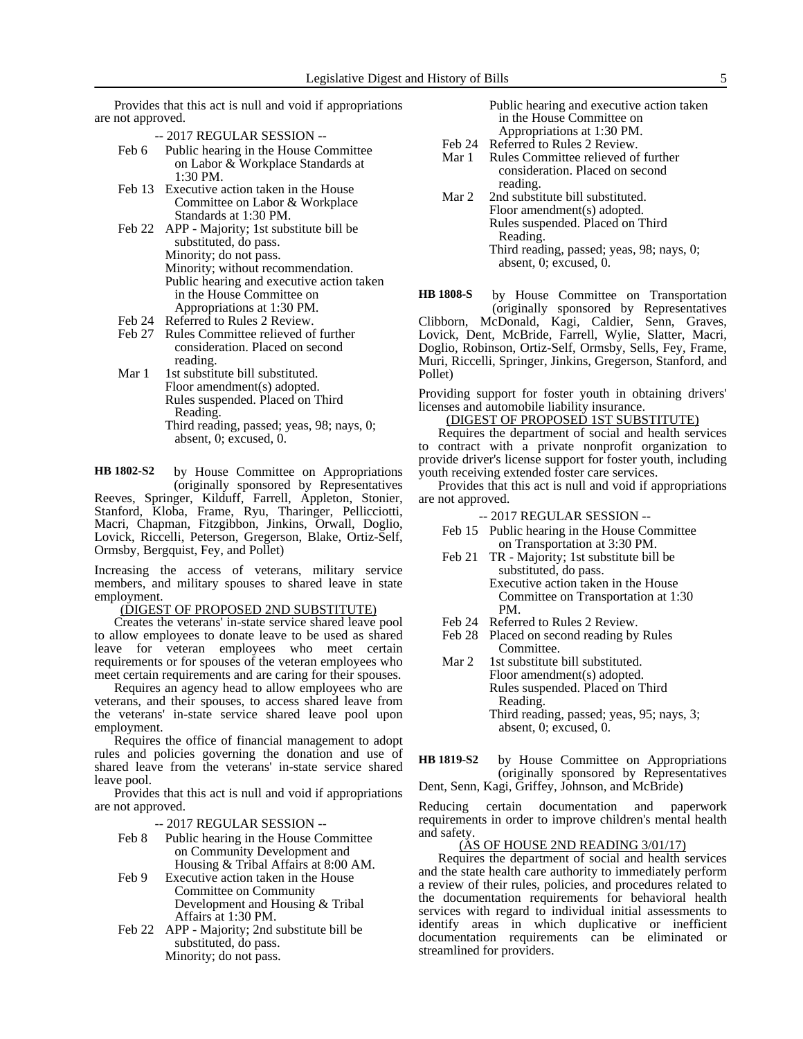Provides that this act is null and void if appropriations are not approved.

-- 2017 REGULAR SESSION --

- Feb 6 Public hearing in the House Committee on Labor & Workplace Standards at 1:30 PM.
- Feb 13 Executive action taken in the House Committee on Labor & Workplace Standards at 1:30 PM.
- Feb 22 APP - Majority; 1st substitute bill be substituted, do pass.
  Minority; do not pass.
  Minority; without recommendation.
  Public hearing and executive action taken in the House Committee on Appropriations at 1:30 PM.
- Feb 24 Referred to Rules 2 Review.
- Feb 27 Rules Committee relieved of further consideration. Placed on second reading.
- Mar 1 1st substitute bill substituted.
  Floor amendment(s) adopted.
  Rules suspended. Placed on Third Reading.
  Third reading, passed; yeas, 98; nays, 0; absent, 0; excused, 0.

**HB 1802-S2** by House Committee on Appropriations (originally sponsored by Representatives Reeves, Springer, Kilduff, Farrell, Appleton, Stonier, Stanford, Kloba, Frame, Ryu, Tharinger, Pellicciotti, Macri, Chapman, Fitzgibbon, Jinkins, Orwall, Doglio, Lovick, Riccelli, Peterson, Gregerson, Blake, Ortiz-Self, Ormsby, Bergquist, Fey, and Pollet)

Increasing the access of veterans, military service members, and military spouses to shared leave in state employment.

(DIGEST OF PROPOSED 2ND SUBSTITUTE)

Creates the veterans' in-state service shared leave pool to allow employees to donate leave to be used as shared leave for veteran employees who meet certain requirements or for spouses of the veteran employees who meet certain requirements and are caring for their spouses.

Requires an agency head to allow employees who are veterans, and their spouses, to access shared leave from the veterans' in-state service shared leave pool upon employment.

Requires the office of financial management to adopt rules and policies governing the donation and use of shared leave from the veterans' in-state service shared leave pool.

Provides that this act is null and void if appropriations are not approved.

-- 2017 REGULAR SESSION --

- Feb 8 Public hearing in the House Committee on Community Development and Housing & Tribal Affairs at 8:00 AM.
- Feb 9 Executive action taken in the House Committee on Community Development and Housing & Tribal Affairs at 1:30 PM.
- Feb 22 APP - Majority; 2nd substitute bill be substituted, do pass.
  Minority; do not pass.
  Public hearing and executive action taken in the House Committee on Appropriations at 1:30 PM.
- Feb 24 Referred to Rules 2 Review.
- Mar 1 Rules Committee relieved of further consideration. Placed on second reading.
- Mar 2 2nd substitute bill substituted.
  Floor amendment(s) adopted.
  Rules suspended. Placed on Third Reading.
  Third reading, passed; yeas, 98; nays, 0; absent, 0; excused, 0.

**HB 1808-S** by House Committee on Transportation (originally sponsored by Representatives Clibborn, McDonald, Kagi, Caldier, Senn, Graves, Lovick, Dent, McBride, Farrell, Wylie, Slatter, Macri, Doglio, Robinson, Ortiz-Self, Ormsby, Sells, Fey, Frame, Muri, Riccelli, Springer, Jinkins, Gregerson, Stanford, and Pollet)

Providing support for foster youth in obtaining drivers' licenses and automobile liability insurance.

(DIGEST OF PROPOSED 1ST SUBSTITUTE)

Requires the department of social and health services to contract with a private nonprofit organization to provide driver's license support for foster youth, including youth receiving extended foster care services.

Provides that this act is null and void if appropriations are not approved.

-- 2017 REGULAR SESSION --

- Feb 15 Public hearing in the House Committee on Transportation at 3:30 PM.
- Feb 21 TR - Majority; 1st substitute bill be substituted, do pass.
  Executive action taken in the House Committee on Transportation at 1:30 PM.
- Feb 24 Referred to Rules 2 Review.
- Feb 28 Placed on second reading by Rules Committee.
- Mar 2 1st substitute bill substituted.
  Floor amendment(s) adopted.
  Rules suspended. Placed on Third Reading.
  Third reading, passed; yeas, 95; nays, 3; absent, 0; excused, 0.

**HB 1819-S2** by House Committee on Appropriations (originally sponsored by Representatives Dent, Senn, Kagi, Griffey, Johnson, and McBride)

Reducing certain documentation and paperwork requirements in order to improve children's mental health and safety.

(AS OF HOUSE 2ND READING 3/01/17)

Requires the department of social and health services and the state health care authority to immediately perform a review of their rules, policies, and procedures related to the documentation requirements for behavioral health services with regard to individual initial assessments to identify areas in which duplicative or inefficient documentation requirements can be eliminated or streamlined for providers.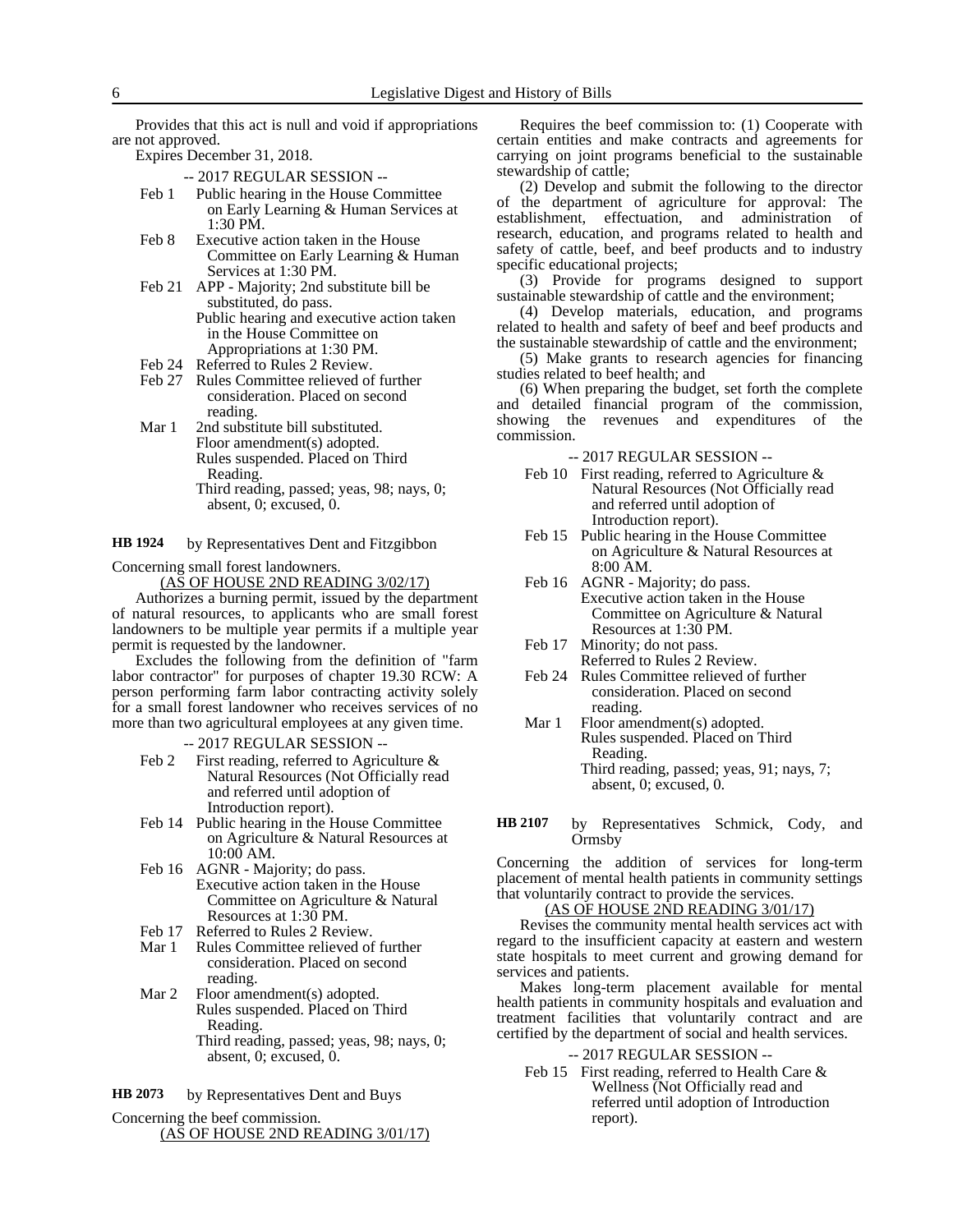Provides that this act is null and void if appropriations are not approved.

Expires December 31, 2018.

-- 2017 REGULAR SESSION --

Feb 1 Public hearing in the House Committee on Early Learning & Human Services at 1:30 PM.

Feb 8 Executive action taken in the House Committee on Early Learning & Human Services at 1:30 PM.

Feb 21 APP - Majority; 2nd substitute bill be substituted, do pass.
Public hearing and executive action taken in the House Committee on Appropriations at 1:30 PM.

Feb 24 Referred to Rules 2 Review.

Feb 27 Rules Committee relieved of further consideration. Placed on second reading.

Mar 1 2nd substitute bill substituted.
Floor amendment(s) adopted.
Rules suspended. Placed on Third Reading.
Third reading, passed; yeas, 98; nays, 0; absent, 0; excused, 0.

**HB 1924** by Representatives Dent and Fitzgibbon

Concerning small forest landowners.

(AS OF HOUSE 2ND READING 3/02/17)

Authorizes a burning permit, issued by the department of natural resources, to applicants who are small forest landowners to be multiple year permits if a multiple year permit is requested by the landowner.

Excludes the following from the definition of "farm labor contractor" for purposes of chapter 19.30 RCW: A person performing farm labor contracting activity solely for a small forest landowner who receives services of no more than two agricultural employees at any given time.

-- 2017 REGULAR SESSION --

Feb 2 First reading, referred to Agriculture & Natural Resources (Not Officially read and referred until adoption of Introduction report).

Feb 14 Public hearing in the House Committee on Agriculture & Natural Resources at 10:00 AM.

Feb 16 AGNR - Majority; do pass.
Executive action taken in the House Committee on Agriculture & Natural Resources at 1:30 PM.

Feb 17 Referred to Rules 2 Review.

Mar 1 Rules Committee relieved of further consideration. Placed on second reading.

Mar 2 Floor amendment(s) adopted.
Rules suspended. Placed on Third Reading.
Third reading, passed; yeas, 98; nays, 0; absent, 0; excused, 0.

**HB 2073** by Representatives Dent and Buys

Concerning the beef commission.

(AS OF HOUSE 2ND READING 3/01/17)

Requires the beef commission to: (1) Cooperate with certain entities and make contracts and agreements for carrying on joint programs beneficial to the sustainable stewardship of cattle;

(2) Develop and submit the following to the director of the department of agriculture for approval: The establishment, effectuation, and administration of research, education, and programs related to health and safety of cattle, beef, and beef products and to industry specific educational projects;

(3) Provide for programs designed to support sustainable stewardship of cattle and the environment;

(4) Develop materials, education, and programs related to health and safety of beef and beef products and the sustainable stewardship of cattle and the environment;

(5) Make grants to research agencies for financing studies related to beef health; and

(6) When preparing the budget, set forth the complete and detailed financial program of the commission, showing the revenues and expenditures of the commission.

-- 2017 REGULAR SESSION --

Feb 10 First reading, referred to Agriculture & Natural Resources (Not Officially read and referred until adoption of Introduction report).

Feb 15 Public hearing in the House Committee on Agriculture & Natural Resources at 8:00 AM.

Feb 16 AGNR - Majority; do pass.
Executive action taken in the House Committee on Agriculture & Natural Resources at 1:30 PM.

Feb 17 Minority; do not pass.
Referred to Rules 2 Review.

Feb 24 Rules Committee relieved of further consideration. Placed on second reading.

Mar 1 Floor amendment(s) adopted.
Rules suspended. Placed on Third Reading.
Third reading, passed; yeas, 91; nays, 7; absent, 0; excused, 0.

**HB 2107** by Representatives Schmick, Cody, and Ormsby

Concerning the addition of services for long-term placement of mental health patients in community settings that voluntarily contract to provide the services.

(AS OF HOUSE 2ND READING 3/01/17)

Revises the community mental health services act with regard to the insufficient capacity at eastern and western state hospitals to meet current and growing demand for services and patients.

Makes long-term placement available for mental health patients in community hospitals and evaluation and treatment facilities that voluntarily contract and are certified by the department of social and health services.

-- 2017 REGULAR SESSION --

Feb 15 First reading, referred to Health Care & Wellness (Not Officially read and referred until adoption of Introduction report).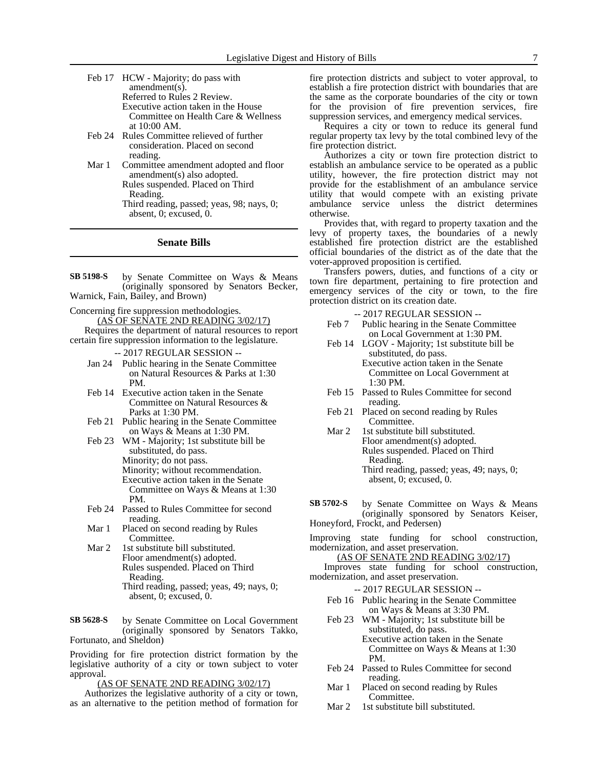Feb 17 HCW - Majority; do pass with amendment(s).
Referred to Rules 2 Review.
Executive action taken in the House Committee on Health Care & Wellness at 10:00 AM.

Feb 24 Rules Committee relieved of further consideration. Placed on second reading.

Mar 1 Committee amendment adopted and floor amendment(s) also adopted.
Rules suspended. Placed on Third Reading.
Third reading, passed; yeas, 98; nays, 0; absent, 0; excused, 0.

## Senate Bills

**SB 5198-S** by Senate Committee on Ways & Means (originally sponsored by Senators Becker, Warnick, Fain, Bailey, and Brown)

Concerning fire suppression methodologies.

(AS OF SENATE 2ND READING 3/02/17)

Requires the department of natural resources to report certain fire suppression information to the legislature.

-- 2017 REGULAR SESSION --

Jan 24 Public hearing in the Senate Committee on Natural Resources & Parks at 1:30 PM.

Feb 14 Executive action taken in the Senate Committee on Natural Resources & Parks at 1:30 PM.

Feb 21 Public hearing in the Senate Committee on Ways & Means at 1:30 PM.

Feb 23 WM - Majority; 1st substitute bill be substituted, do pass.
Minority; do not pass.
Minority; without recommendation.
Executive action taken in the Senate Committee on Ways & Means at 1:30 PM.

Feb 24 Passed to Rules Committee for second reading.

Mar 1 Placed on second reading by Rules Committee.

Mar 2 1st substitute bill substituted.
Floor amendment(s) adopted.
Rules suspended. Placed on Third Reading.
Third reading, passed; yeas, 49; nays, 0; absent, 0; excused, 0.

**SB 5628-S** by Senate Committee on Local Government (originally sponsored by Senators Takko, Fortunato, and Sheldon)

Providing for fire protection district formation by the legislative authority of a city or town subject to voter approval.

(AS OF SENATE 2ND READING 3/02/17)

Authorizes the legislative authority of a city or town, as an alternative to the petition method of formation for fire protection districts and subject to voter approval, to establish a fire protection district with boundaries that are the same as the corporate boundaries of the city or town for the provision of fire prevention services, fire suppression services, and emergency medical services.

Requires a city or town to reduce its general fund regular property tax levy by the total combined levy of the fire protection district.

Authorizes a city or town fire protection district to establish an ambulance service to be operated as a public utility, however, the fire protection district may not provide for the establishment of an ambulance service utility that would compete with an existing private ambulance service unless the district determines otherwise.

Provides that, with regard to property taxation and the levy of property taxes, the boundaries of a newly established fire protection district are the established official boundaries of the district as of the date that the voter-approved proposition is certified.

Transfers powers, duties, and functions of a city or town fire department, pertaining to fire protection and emergency services of the city or town, to the fire protection district on its creation date.

-- 2017 REGULAR SESSION --

Feb 7 Public hearing in the Senate Committee on Local Government at 1:30 PM.

Feb 14 LGOV - Majority; 1st substitute bill be substituted, do pass.
Executive action taken in the Senate Committee on Local Government at 1:30 PM.

Feb 15 Passed to Rules Committee for second reading.

Feb 21 Placed on second reading by Rules Committee.

Mar 2 1st substitute bill substituted.
Floor amendment(s) adopted.
Rules suspended. Placed on Third Reading.
Third reading, passed; yeas, 49; nays, 0; absent, 0; excused, 0.

**SB 5702-S** by Senate Committee on Ways & Means (originally sponsored by Senators Keiser, Honeyford, Frockt, and Pedersen)

Improving state funding for school construction, modernization, and asset preservation.

(AS OF SENATE 2ND READING 3/02/17)

Improves state funding for school construction, modernization, and asset preservation.

-- 2017 REGULAR SESSION --

Feb 16 Public hearing in the Senate Committee on Ways & Means at 3:30 PM.

Feb 23 WM - Majority; 1st substitute bill be substituted, do pass.
Executive action taken in the Senate Committee on Ways & Means at 1:30 PM.

Feb 24 Passed to Rules Committee for second reading.

Mar 1 Placed on second reading by Rules Committee.

Mar 2 1st substitute bill substituted.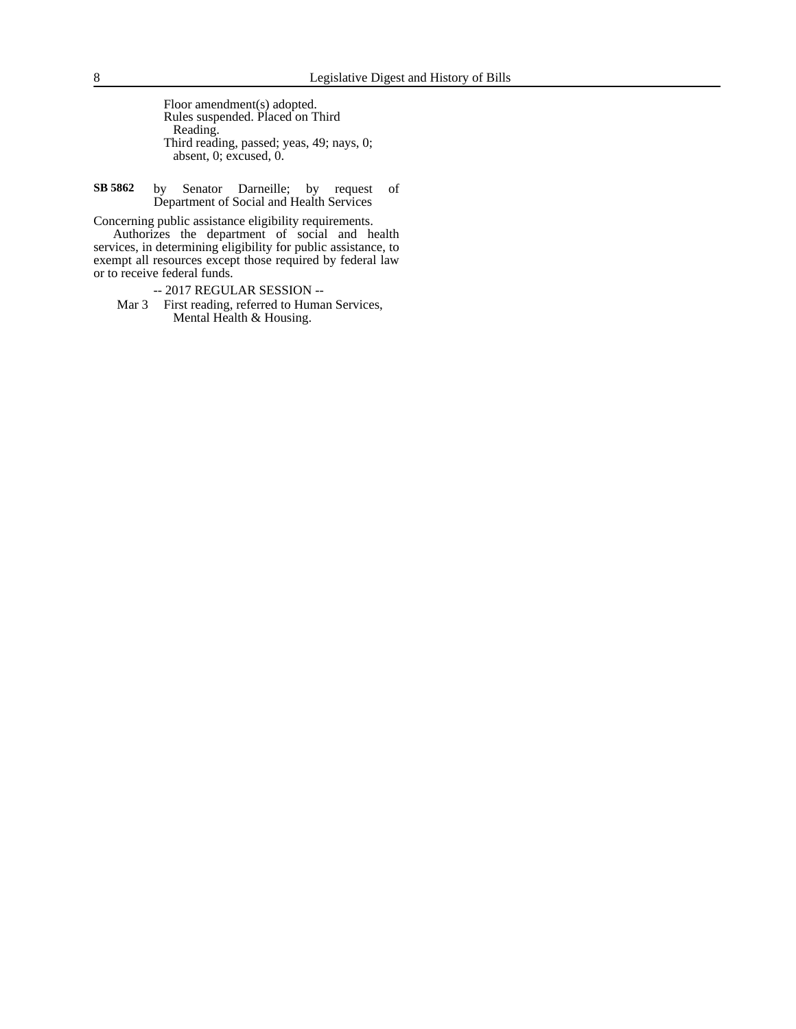Floor amendment(s) adopted.
Rules suspended. Placed on Third Reading.
Third reading, passed; yeas, 49; nays, 0; absent, 0; excused, 0.

**SB 5862** by Senator Darneille; by request of Department of Social and Health Services

Concerning public assistance eligibility requirements.

Authorizes the department of social and health services, in determining eligibility for public assistance, to exempt all resources except those required by federal law or to receive federal funds.

-- 2017 REGULAR SESSION --

Mar 3 First reading, referred to Human Services, Mental Health & Housing.